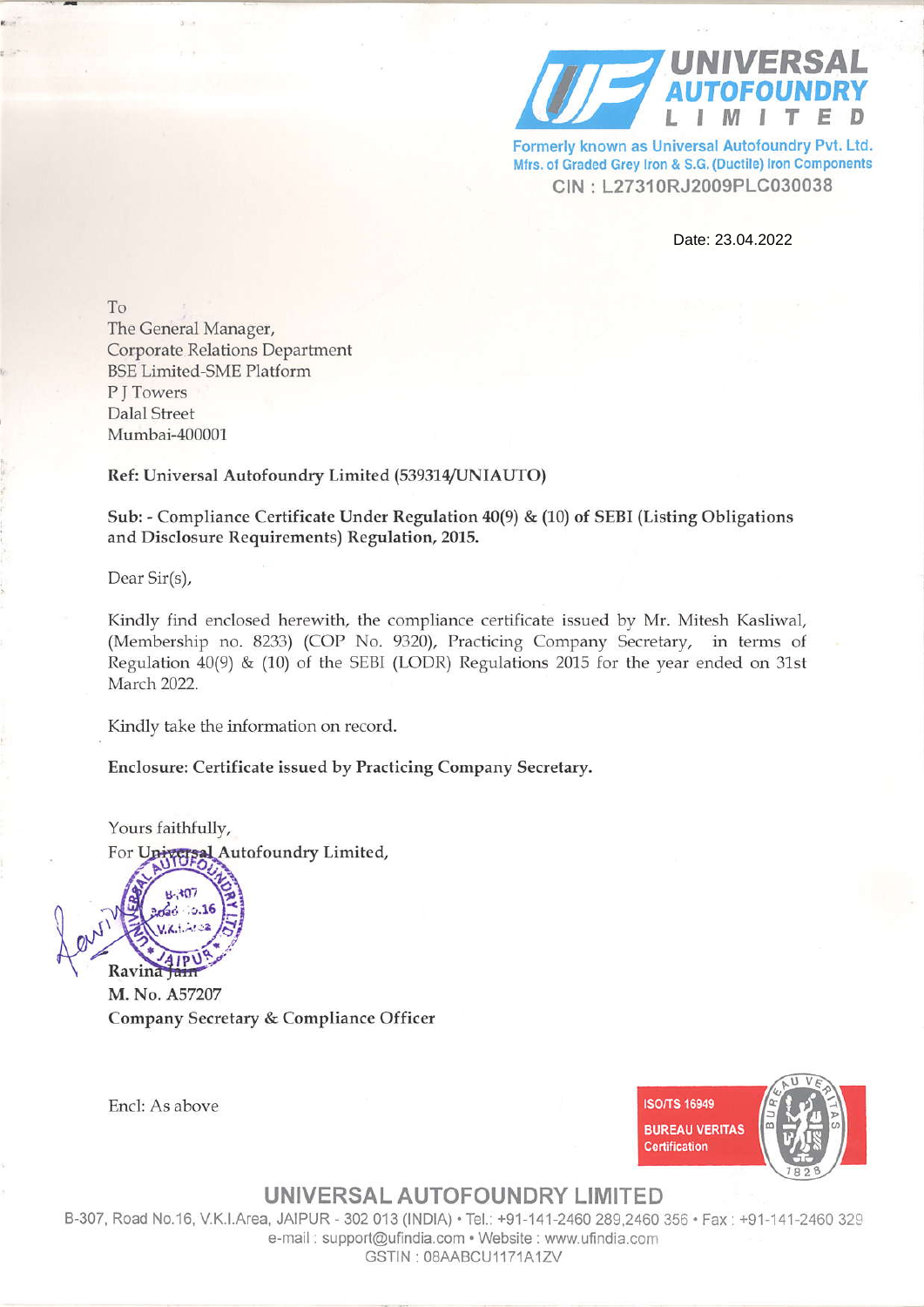# UNIVERSAL AUTOFOUNDRY LIMITED

Formerly known as Universal Autofoundry Pvt. Ltd.
Mfrs. of Graded Grey Iron & S.G. (Ductile) Iron Components
CIN : L27310RJ2009PLC030038

Date: 23.04.2022

To
The General Manager,
Corporate Relations Department
BSE Limited-SME Platform
P J Towers
Dalal Street
Mumbai-400001

**Ref: Universal Autofoundry Limited (539314/UNIAUTO)**

**Sub: - Compliance Certificate Under Regulation 40(9) & (10) of SEBI (Listing Obligations and Disclosure Requirements) Regulation, 2015.**

Dear Sir(s),

Kindly find enclosed herewith, the compliance certificate issued by Mr. Mitesh Kasliwal, (Membership no. 8233) (COP No. 9320), Practicing Company Secretary, in terms of Regulation 40(9) & (10) of the SEBI (LODR) Regulations 2015 for the year ended on 31st March 2022.

Kindly take the information on record.

**Enclosure: Certificate issued by Practicing Company Secretary.**

Yours faithfully,
For Universal Autofoundry Limited,

**Ravina Jain**
**M. No. A57207**
**Company Secretary & Compliance Officer**

Encl: As above

ISO/TS 16949
BUREAU VERITAS
Certification

**UNIVERSAL AUTOFOUNDRY LIMITED**
B-307, Road No.16, V.K.I.Area, JAIPUR - 302 013 (INDIA) • Tel.: +91-141-2460 289,2460 356 • Fax : +91-141-2460 329
e-mail : support@ufindia.com • Website : www.ufindia.com
GSTIN : 08AABCU1171A1ZV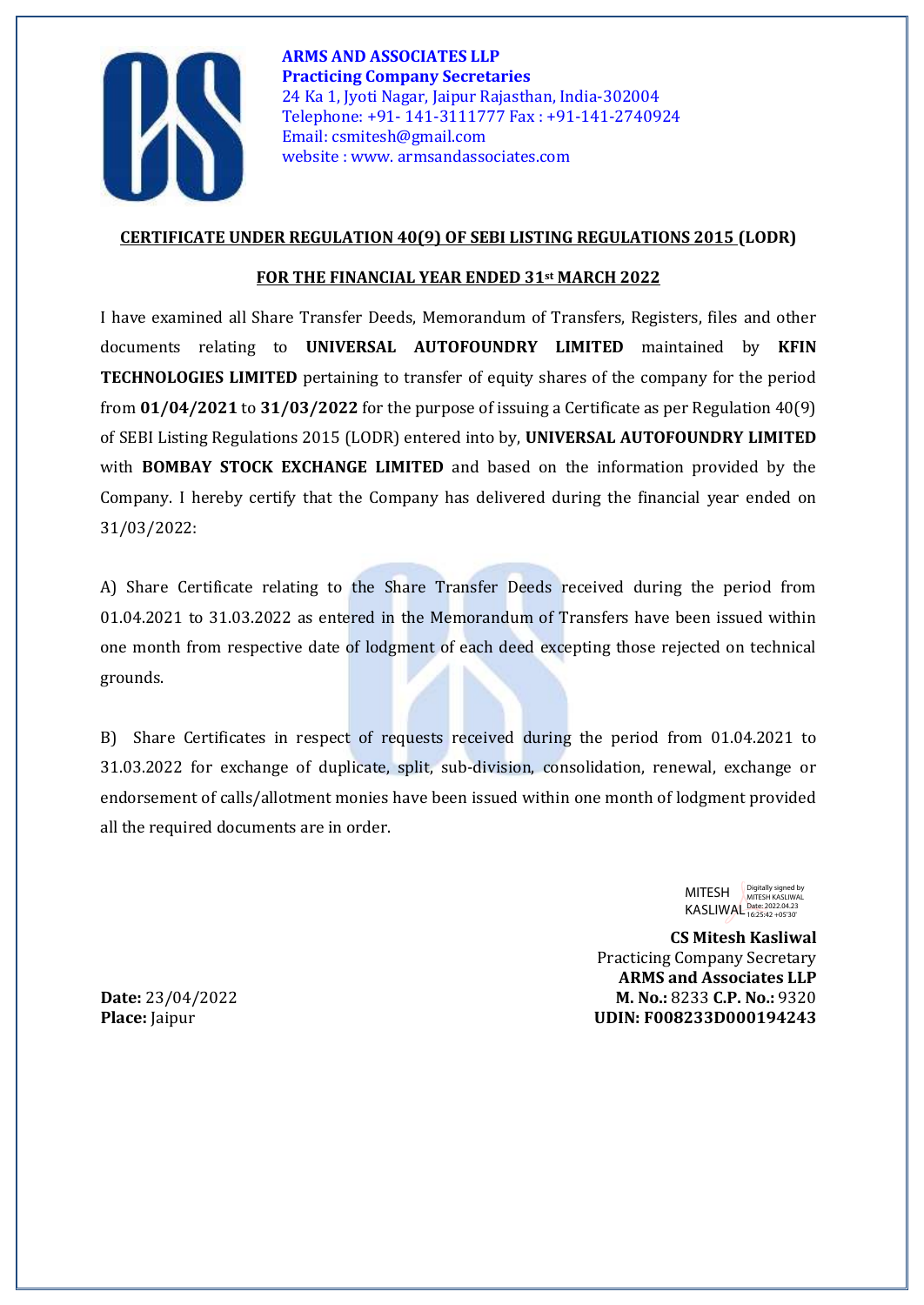**ARMS AND ASSOCIATES LLP**
**Practicing Company Secretaries**
24 Ka 1, Jyoti Nagar, Jaipur Rajasthan, India-302004
Telephone: +91- 141-3111777 Fax : +91-141-2740924
Email: csmitesh@gmail.com
website : www. armsandassociates.com

## CERTIFICATE UNDER REGULATION 40(9) OF SEBI LISTING REGULATIONS 2015 (LODR)

## FOR THE FINANCIAL YEAR ENDED 31st MARCH 2022

I have examined all Share Transfer Deeds, Memorandum of Transfers, Registers, files and other documents relating to **UNIVERSAL AUTOFOUNDRY LIMITED** maintained by **KFIN TECHNOLOGIES LIMITED** pertaining to transfer of equity shares of the company for the period from **01/04/2021** to **31/03/2022** for the purpose of issuing a Certificate as per Regulation 40(9) of SEBI Listing Regulations 2015 (LODR) entered into by, **UNIVERSAL AUTOFOUNDRY LIMITED** with **BOMBAY STOCK EXCHANGE LIMITED** and based on the information provided by the Company. I hereby certify that the Company has delivered during the financial year ended on 31/03/2022:

A) Share Certificate relating to the Share Transfer Deeds received during the period from 01.04.2021 to 31.03.2022 as entered in the Memorandum of Transfers have been issued within one month from respective date of lodgment of each deed excepting those rejected on technical grounds.

B) Share Certificates in respect of requests received during the period from 01.04.2021 to 31.03.2022 for exchange of duplicate, split, sub-division, consolidation, renewal, exchange or endorsement of calls/allotment monies have been issued within one month of lodgment provided all the required documents are in order.

MITESH KASLIWAL
Digitally signed by MITESH KASLIWAL
Date: 2022.04.23 16:25:42 +05'30'

**CS Mitesh Kasliwal**
Practicing Company Secretary
**ARMS and Associates LLP**
**M. No.:** 8233 **C.P. No.:** 9320
**UDIN: F008233D000194243**

**Date:** 23/04/2022
**Place:** Jaipur